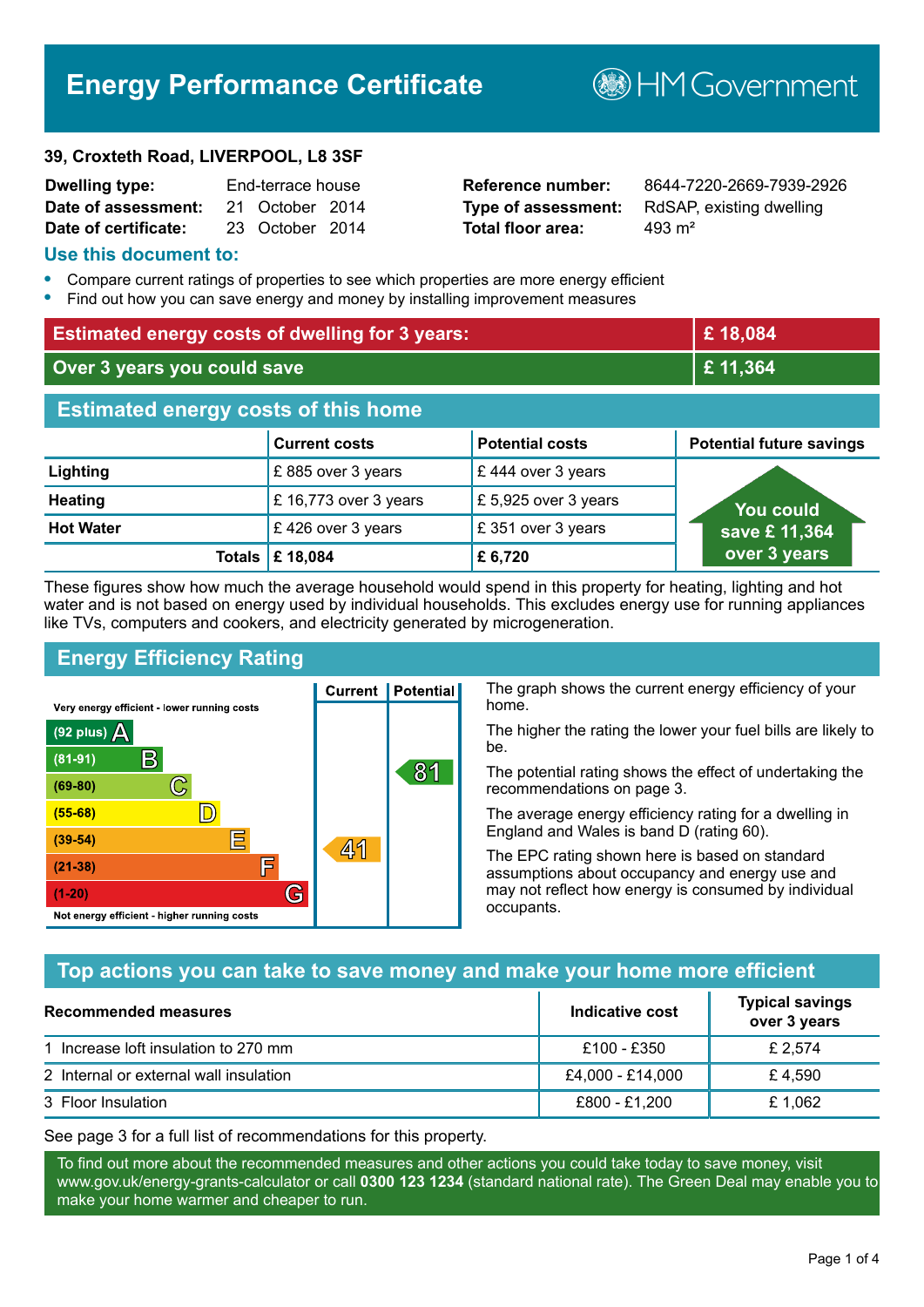# Energy Performance Certificate

HM Government

**39, Croxteth Road, LIVERPOOL, L8 3SF**

| | | | |
|---|---|---|---|
| **Dwelling type:** | End-terrace house | **Reference number:** | 8644-7220-2669-7939-2926 |
| **Date of assessment:** | 21 October 2014 | **Type of assessment:** | RdSAP, existing dwelling |
| **Date of certificate:** | 23 October 2014 | **Total floor area:** | 493 m² |

## Use this document to:

- Compare current ratings of properties to see which properties are more energy efficient
- Find out how you can save energy and money by installing improvement measures

| | |
|---|---|
| **Estimated energy costs of dwelling for 3 years:** | **£ 18,084** |
| **Over 3 years you could save** | **£ 11,364** |

## Estimated energy costs of this home

| | Current costs | Potential costs | Potential future savings |
|---|---|---|---|
| **Lighting** | £ 885 over 3 years | £ 444 over 3 years | You could save £ 11,364 over 3 years |
| **Heating** | £ 16,773 over 3 years | £ 5,925 over 3 years | |
| **Hot Water** | £ 426 over 3 years | £ 351 over 3 years | |
| **Totals** | **£ 18,084** | **£ 6,720** | |

These figures show how much the average household would spend in this property for heating, lighting and hot water and is not based on energy used by individual households. This excludes energy use for running appliances like TVs, computers and cookers, and electricity generated by microgeneration.

## Energy Efficiency Rating

| Rating | Current | Potential |
|---|---|---|
| Very energy efficient - lower running costs | | |
| (92 plus) A | | |
| (81-91) B | | 81 |
| (69-80) C | | |
| (55-68) D | | |
| (39-54) E | 41 | |
| (21-38) F | | |
| (1-20) G | | |
| Not energy efficient - higher running costs | | |

The graph shows the current energy efficiency of your home.

The higher the rating the lower your fuel bills are likely to be.

The potential rating shows the effect of undertaking the recommendations on page 3.

The average energy efficiency rating for a dwelling in England and Wales is band D (rating 60).

The EPC rating shown here is based on standard assumptions about occupancy and energy use and may not reflect how energy is consumed by individual occupants.

## Top actions you can take to save money and make your home more efficient

| Recommended measures | Indicative cost | Typical savings over 3 years |
|---|---|---|
| 1 Increase loft insulation to 270 mm | £100 - £350 | £ 2,574 |
| 2 Internal or external wall insulation | £4,000 - £14,000 | £ 4,590 |
| 3 Floor Insulation | £800 - £1,200 | £ 1,062 |

See page 3 for a full list of recommendations for this property.

To find out more about the recommended measures and other actions you could take today to save money, visit www.gov.uk/energy-grants-calculator or call **0300 123 1234** (standard national rate). The Green Deal may enable you to make your home warmer and cheaper to run.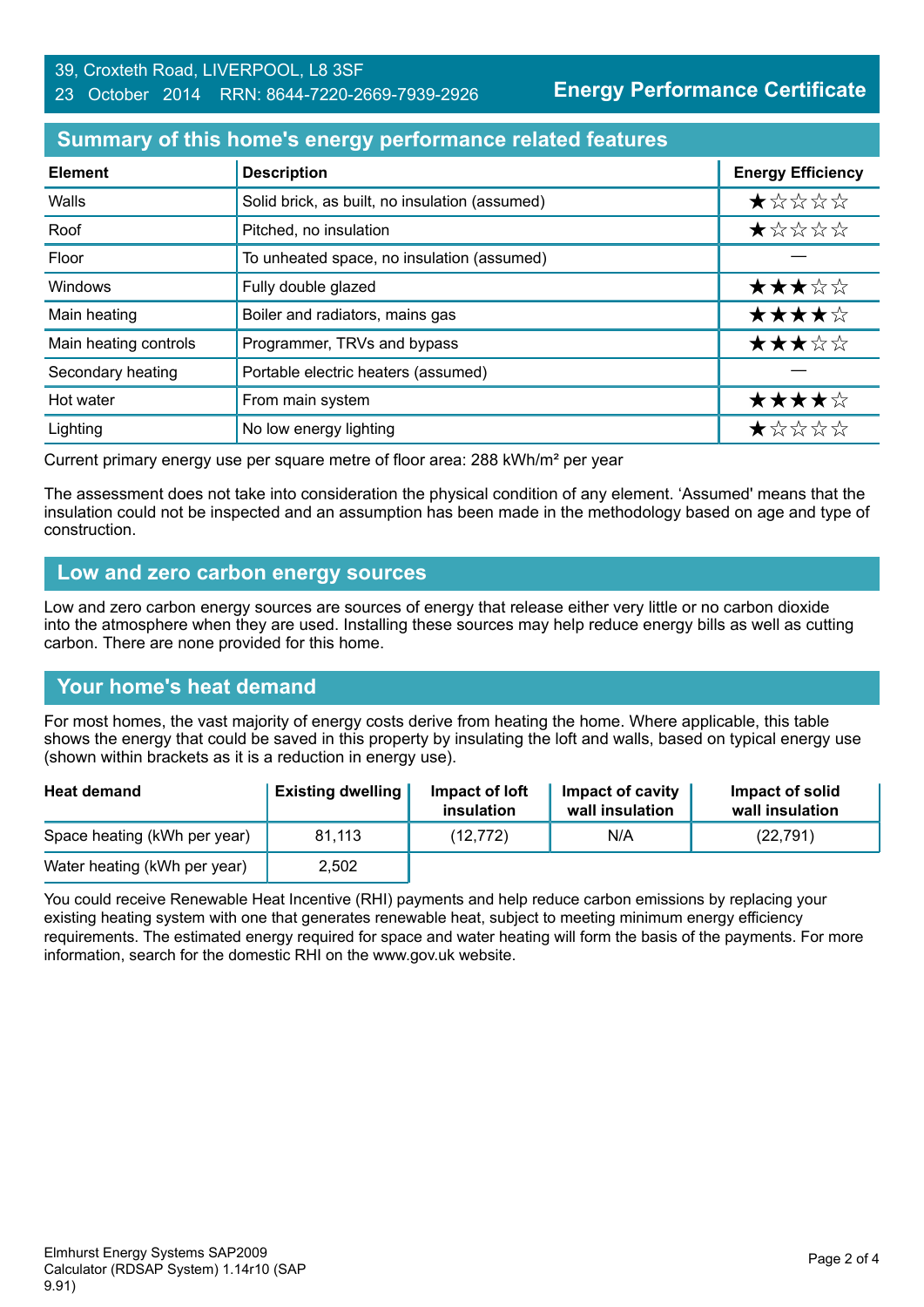39, Croxteth Road, LIVERPOOL, L8 3SF
23 October 2014 RRN: 8644-7220-2669-7939-2926

**Energy Performance Certificate**

## Summary of this home's energy performance related features

| Element | Description | Energy Efficiency |
|---|---|---|
| Walls | Solid brick, as built, no insulation (assumed) | ★☆☆☆☆ |
| Roof | Pitched, no insulation | ★☆☆☆☆ |
| Floor | To unheated space, no insulation (assumed) | — |
| Windows | Fully double glazed | ★★★☆☆ |
| Main heating | Boiler and radiators, mains gas | ★★★★☆ |
| Main heating controls | Programmer, TRVs and bypass | ★★★☆☆ |
| Secondary heating | Portable electric heaters (assumed) | — |
| Hot water | From main system | ★★★★☆ |
| Lighting | No low energy lighting | ★☆☆☆☆ |

Current primary energy use per square metre of floor area: 288 kWh/m² per year

The assessment does not take into consideration the physical condition of any element. 'Assumed' means that the insulation could not be inspected and an assumption has been made in the methodology based on age and type of construction.

## Low and zero carbon energy sources

Low and zero carbon energy sources are sources of energy that release either very little or no carbon dioxide into the atmosphere when they are used. Installing these sources may help reduce energy bills as well as cutting carbon. There are none provided for this home.

## Your home's heat demand

For most homes, the vast majority of energy costs derive from heating the home. Where applicable, this table shows the energy that could be saved in this property by insulating the loft and walls, based on typical energy use (shown within brackets as it is a reduction in energy use).

| Heat demand | Existing dwelling | Impact of loft insulation | Impact of cavity wall insulation | Impact of solid wall insulation |
|---|---|---|---|---|
| Space heating (kWh per year) | 81,113 | (12,772) | N/A | (22,791) |
| Water heating (kWh per year) | 2,502 | | | |

You could receive Renewable Heat Incentive (RHI) payments and help reduce carbon emissions by replacing your existing heating system with one that generates renewable heat, subject to meeting minimum energy efficiency requirements. The estimated energy required for space and water heating will form the basis of the payments. For more information, search for the domestic RHI on the www.gov.uk website.

Elmhurst Energy Systems SAP2009 Calculator (RDSAP System) 1.14r10 (SAP 9.91)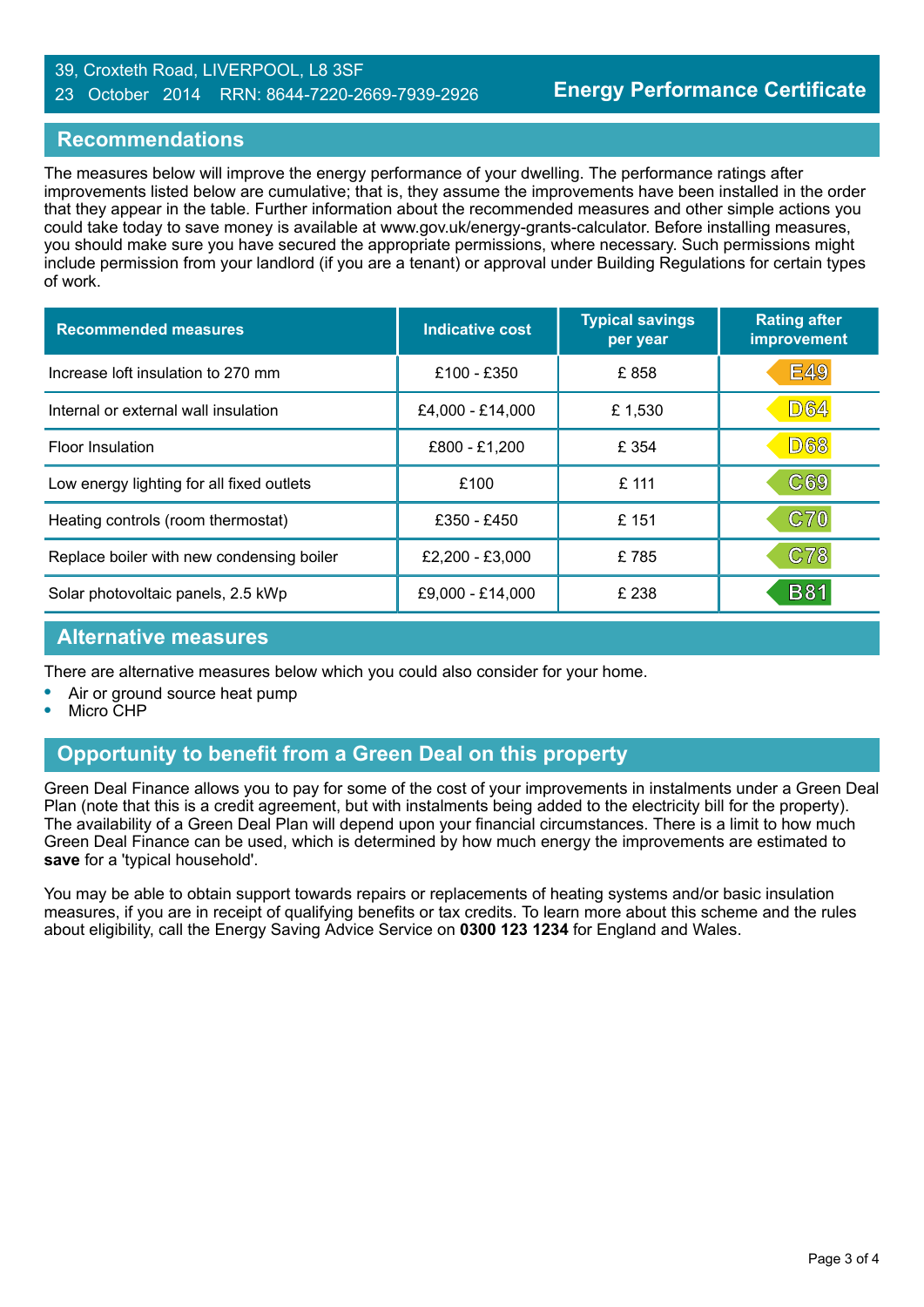## Recommendations

The measures below will improve the energy performance of your dwelling. The performance ratings after improvements listed below are cumulative; that is, they assume the improvements have been installed in the order that they appear in the table. Further information about the recommended measures and other simple actions you could take today to save money is available at www.gov.uk/energy-grants-calculator. Before installing measures, you should make sure you have secured the appropriate permissions, where necessary. Such permissions might include permission from your landlord (if you are a tenant) or approval under Building Regulations for certain types of work.

| Recommended measures | Indicative cost | Typical savings per year | Rating after improvement |
|---|---|---|---|
| Increase loft insulation to 270 mm | £100 - £350 | £ 858 | E49 |
| Internal or external wall insulation | £4,000 - £14,000 | £ 1,530 | D64 |
| Floor Insulation | £800 - £1,200 | £ 354 | D68 |
| Low energy lighting for all fixed outlets | £100 | £ 111 | C69 |
| Heating controls (room thermostat) | £350 - £450 | £ 151 | C70 |
| Replace boiler with new condensing boiler | £2,200 - £3,000 | £ 785 | C78 |
| Solar photovoltaic panels, 2.5 kWp | £9,000 - £14,000 | £ 238 | B81 |

## Alternative measures

There are alternative measures below which you could also consider for your home.

- Air or ground source heat pump
- Micro CHP

## Opportunity to benefit from a Green Deal on this property

Green Deal Finance allows you to pay for some of the cost of your improvements in instalments under a Green Deal Plan (note that this is a credit agreement, but with instalments being added to the electricity bill for the property). The availability of a Green Deal Plan will depend upon your financial circumstances. There is a limit to how much Green Deal Finance can be used, which is determined by how much energy the improvements are estimated to **save** for a 'typical household'.

You may be able to obtain support towards repairs or replacements of heating systems and/or basic insulation measures, if you are in receipt of qualifying benefits or tax credits. To learn more about this scheme and the rules about eligibility, call the Energy Saving Advice Service on **0300 123 1234** for England and Wales.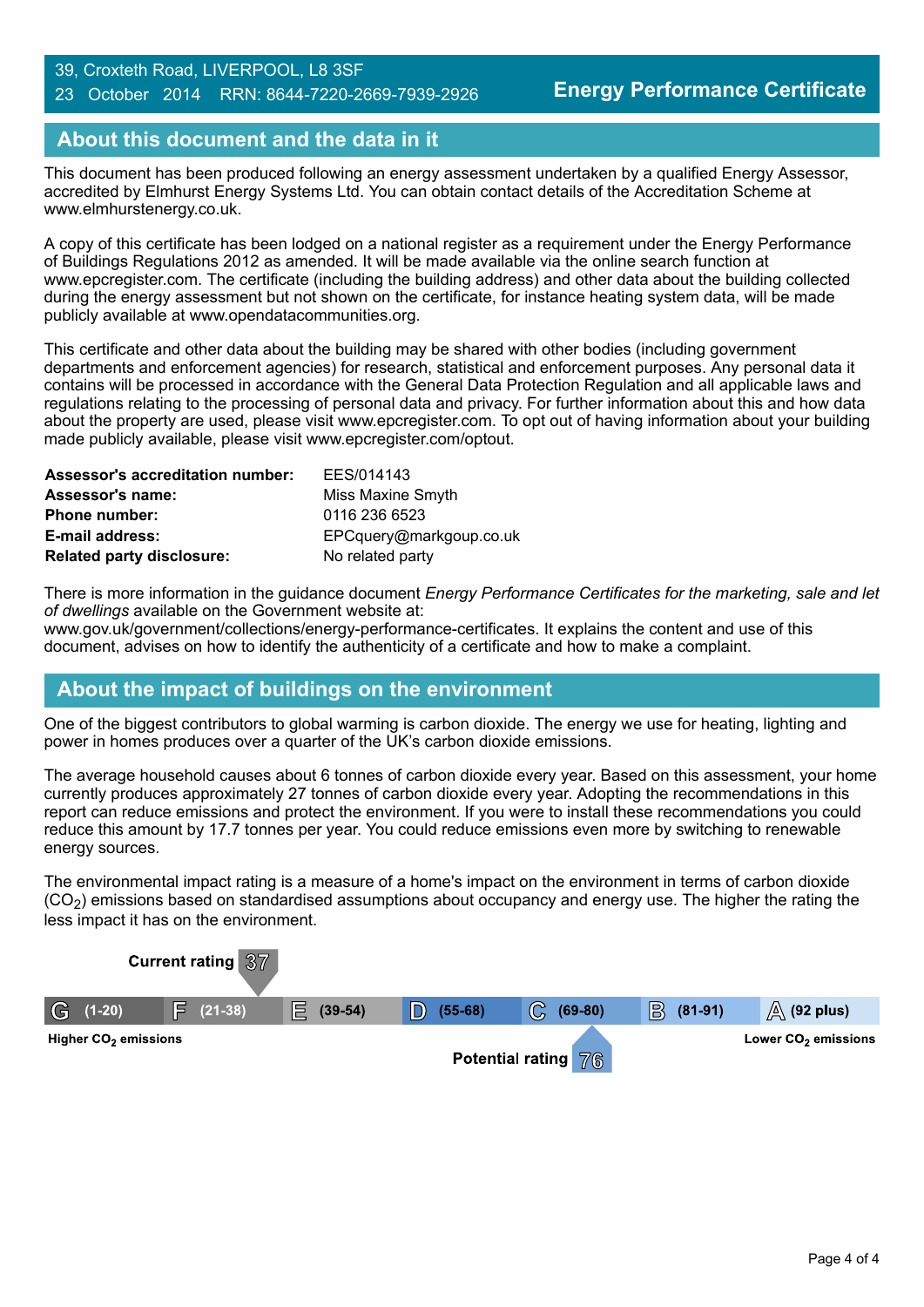39, Croxteth Road, LIVERPOOL, L8 3SF
23 October 2014 RRN: 8644-7220-2669-7939-2926

**Energy Performance Certificate**

## About this document and the data in it

This document has been produced following an energy assessment undertaken by a qualified Energy Assessor, accredited by Elmhurst Energy Systems Ltd. You can obtain contact details of the Accreditation Scheme at www.elmhurstenergy.co.uk.

A copy of this certificate has been lodged on a national register as a requirement under the Energy Performance of Buildings Regulations 2012 as amended. It will be made available via the online search function at www.epcregister.com. The certificate (including the building address) and other data about the building collected during the energy assessment but not shown on the certificate, for instance heating system data, will be made publicly available at www.opendatacommunities.org.

This certificate and other data about the building may be shared with other bodies (including government departments and enforcement agencies) for research, statistical and enforcement purposes. Any personal data it contains will be processed in accordance with the General Data Protection Regulation and all applicable laws and regulations relating to the processing of personal data and privacy. For further information about this and how data about the property are used, please visit www.epcregister.com. To opt out of having information about your building made publicly available, please visit www.epcregister.com/optout.

| | |
|---|---|
| **Assessor's accreditation number:** | EES/014143 |
| **Assessor's name:** | Miss Maxine Smyth |
| **Phone number:** | 0116 236 6523 |
| **E-mail address:** | EPCquery@markgoup.co.uk |
| **Related party disclosure:** | No related party |

There is more information in the guidance document *Energy Performance Certificates for the marketing, sale and let of dwellings* available on the Government website at: www.gov.uk/government/collections/energy-performance-certificates. It explains the content and use of this document, advises on how to identify the authenticity of a certificate and how to make a complaint.

## About the impact of buildings on the environment

One of the biggest contributors to global warming is carbon dioxide. The energy we use for heating, lighting and power in homes produces over a quarter of the UK's carbon dioxide emissions.

The average household causes about 6 tonnes of carbon dioxide every year. Based on this assessment, your home currently produces approximately 27 tonnes of carbon dioxide every year. Adopting the recommendations in this report can reduce emissions and protect the environment. If you were to install these recommendations you could reduce this amount by 17.7 tonnes per year. You could reduce emissions even more by switching to renewable energy sources.

The environmental impact rating is a measure of a home's impact on the environment in terms of carbon dioxide ($CO_2$) emissions based on standardised assumptions about occupancy and energy use. The higher the rating the less impact it has on the environment.

Current rating 37

G (1-20) F (21-38) E (39-54) D (55-68) C (69-80) B (81-91) A (92 plus)

Higher $CO_2$ emissions

Lower $CO_2$ emissions

Potential rating 76